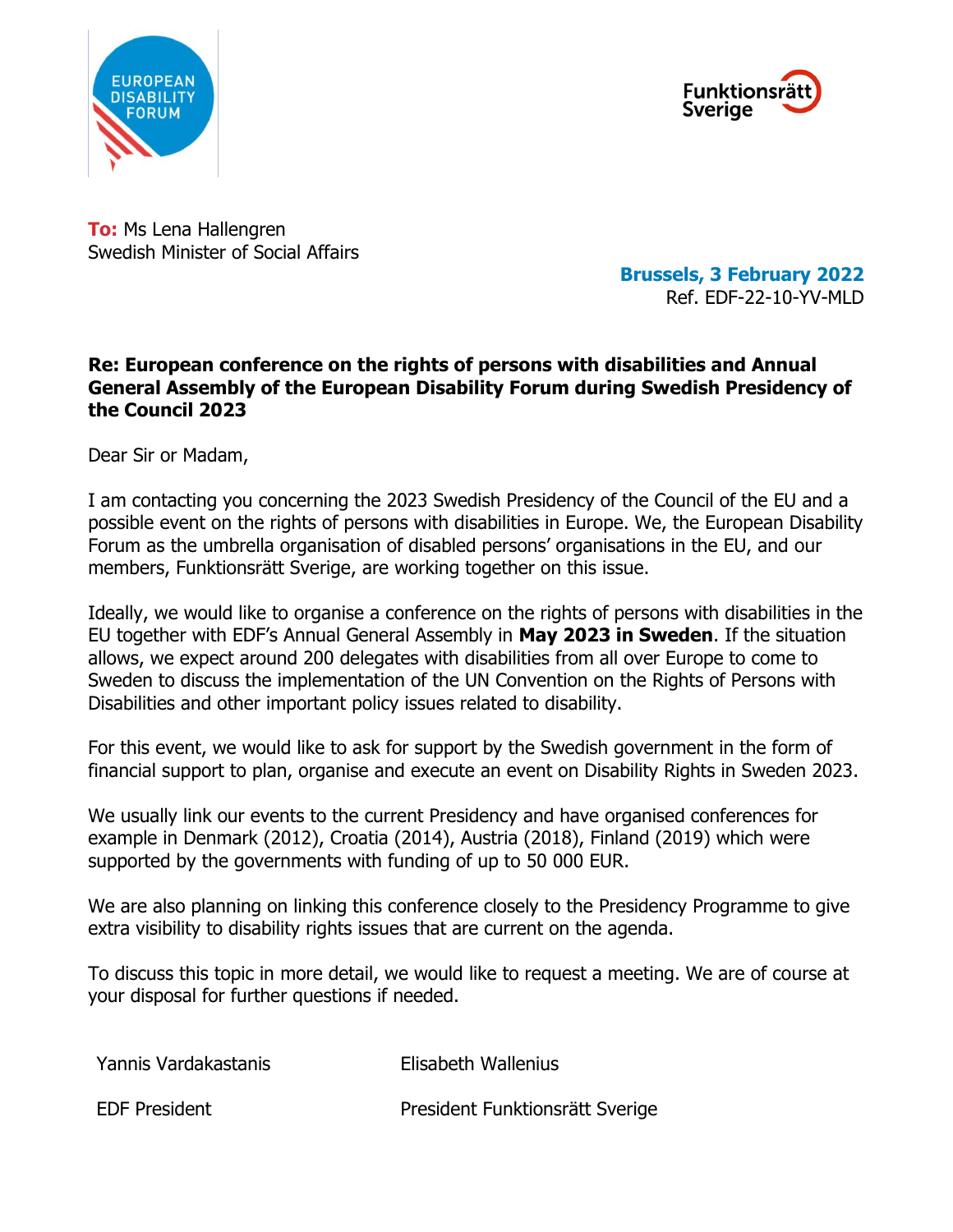**To:** Ms Lena Hallengren
Swedish Minister of Social Affairs

**Brussels, 3 February 2022**
Ref. EDF-22-10-YV-MLD

**Re: European conference on the rights of persons with disabilities and Annual General Assembly of the European Disability Forum during Swedish Presidency of the Council 2023**

Dear Sir or Madam,

I am contacting you concerning the 2023 Swedish Presidency of the Council of the EU and a possible event on the rights of persons with disabilities in Europe. We, the European Disability Forum as the umbrella organisation of disabled persons' organisations in the EU, and our members, Funktionsrätt Sverige, are working together on this issue.

Ideally, we would like to organise a conference on the rights of persons with disabilities in the EU together with EDF's Annual General Assembly in **May 2023 in Sweden**. If the situation allows, we expect around 200 delegates with disabilities from all over Europe to come to Sweden to discuss the implementation of the UN Convention on the Rights of Persons with Disabilities and other important policy issues related to disability.

For this event, we would like to ask for support by the Swedish government in the form of financial support to plan, organise and execute an event on Disability Rights in Sweden 2023.

We usually link our events to the current Presidency and have organised conferences for example in Denmark (2012), Croatia (2014), Austria (2018), Finland (2019) which were supported by the governments with funding of up to 50 000 EUR.

We are also planning on linking this conference closely to the Presidency Programme to give extra visibility to disability rights issues that are current on the agenda.

To discuss this topic in more detail, we would like to request a meeting. We are of course at your disposal for further questions if needed.

| Yannis Vardakastanis | Elisabeth Wallenius |
|---|---|
| EDF President | President Funktionsrätt Sverige |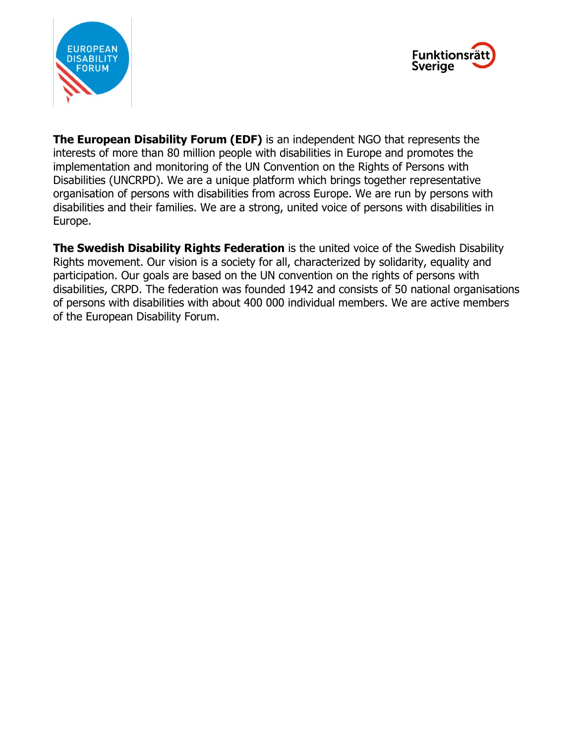**The European Disability Forum (EDF)** is an independent NGO that represents the interests of more than 80 million people with disabilities in Europe and promotes the implementation and monitoring of the UN Convention on the Rights of Persons with Disabilities (UNCRPD). We are a unique platform which brings together representative organisation of persons with disabilities from across Europe. We are run by persons with disabilities and their families. We are a strong, united voice of persons with disabilities in Europe.

**The Swedish Disability Rights Federation** is the united voice of the Swedish Disability Rights movement. Our vision is a society for all, characterized by solidarity, equality and participation. Our goals are based on the UN convention on the rights of persons with disabilities, CRPD. The federation was founded 1942 and consists of 50 national organisations of persons with disabilities with about 400 000 individual members. We are active members of the European Disability Forum.